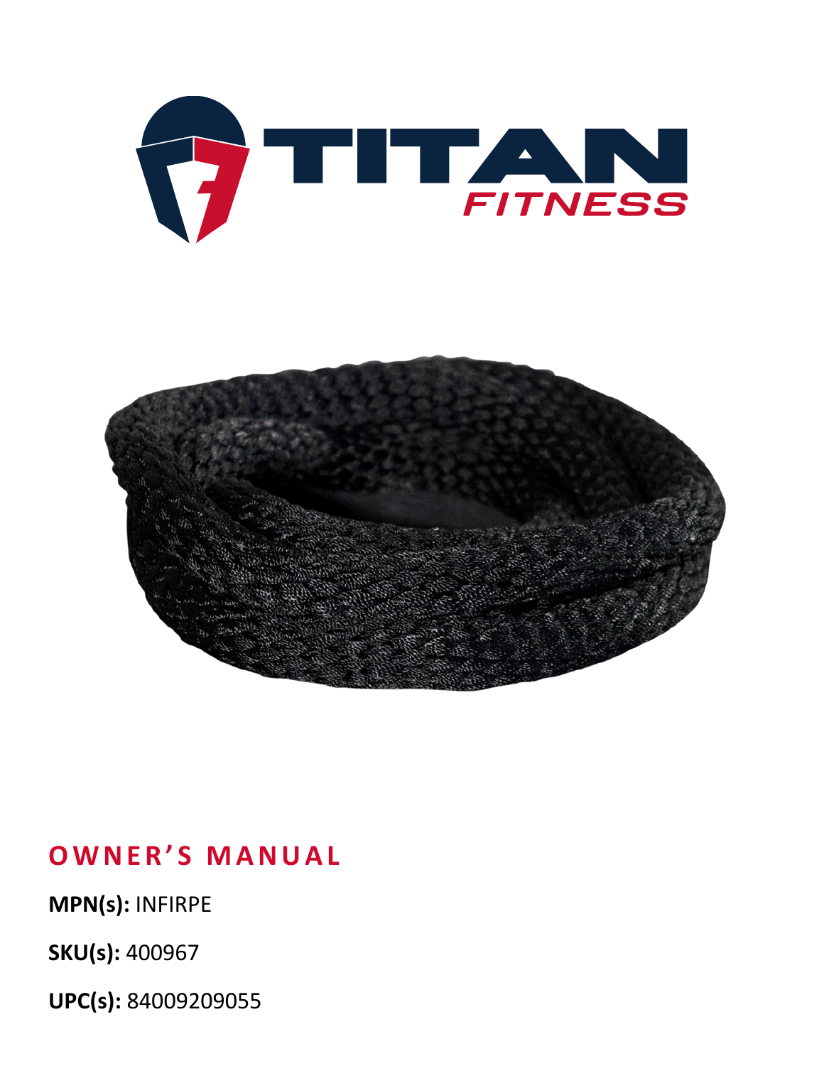# OWNER'S MANUAL

**MPN(s):** INFIRPE

**SKU(s):** 400967

**UPC(s):** 84009209055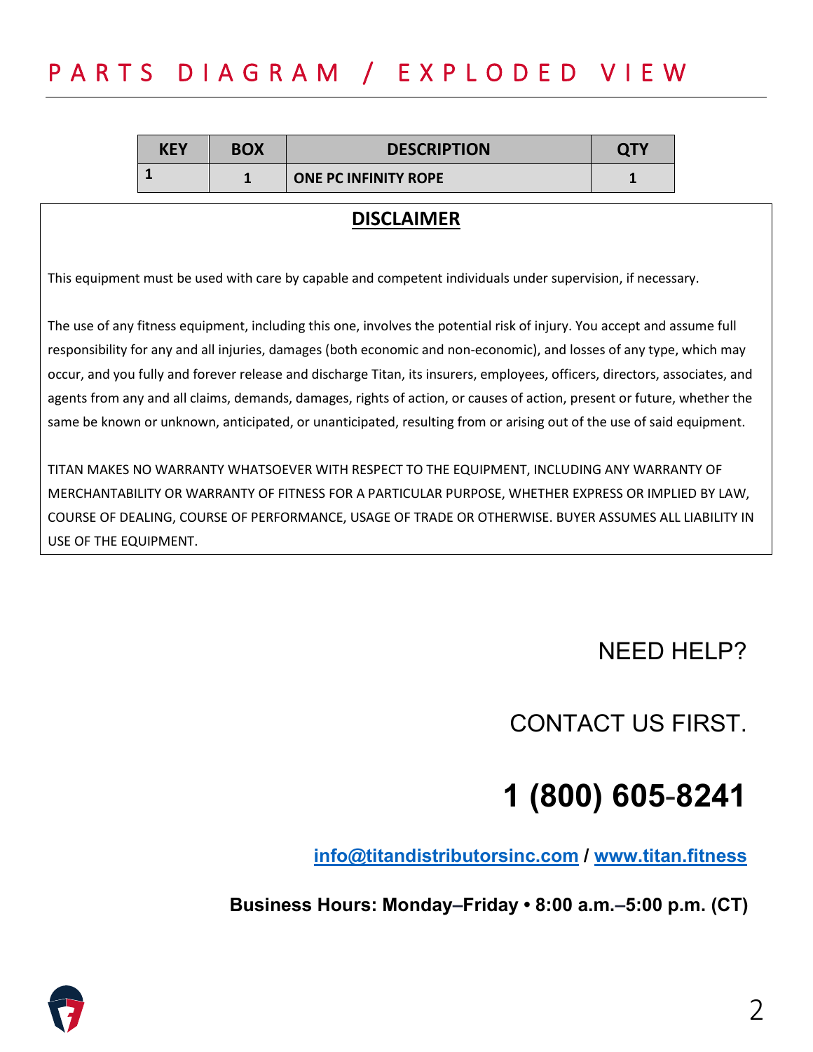# PARTS DIAGRAM / EXPLODED VIEW

| KEY | BOX | DESCRIPTION | QTY |
|---|---|---|---|
| 1 | 1 | ONE PC INFINITY ROPE | 1 |

## DISCLAIMER

This equipment must be used with care by capable and competent individuals under supervision, if necessary.

The use of any fitness equipment, including this one, involves the potential risk of injury. You accept and assume full responsibility for any and all injuries, damages (both economic and non-economic), and losses of any type, which may occur, and you fully and forever release and discharge Titan, its insurers, employees, officers, directors, associates, and agents from any and all claims, demands, damages, rights of action, or causes of action, present or future, whether the same be known or unknown, anticipated, or unanticipated, resulting from or arising out of the use of said equipment.

TITAN MAKES NO WARRANTY WHATSOEVER WITH RESPECT TO THE EQUIPMENT, INCLUDING ANY WARRANTY OF MERCHANTABILITY OR WARRANTY OF FITNESS FOR A PARTICULAR PURPOSE, WHETHER EXPRESS OR IMPLIED BY LAW, COURSE OF DEALING, COURSE OF PERFORMANCE, USAGE OF TRADE OR OTHERWISE. BUYER ASSUMES ALL LIABILITY IN USE OF THE EQUIPMENT.

NEED HELP?

CONTACT US FIRST.

**1 (800) 605-8241**

**info@titandistributorsinc.com / www.titan.fitness**

**Business Hours: Monday–Friday • 8:00 a.m.–5:00 p.m. (CT)**